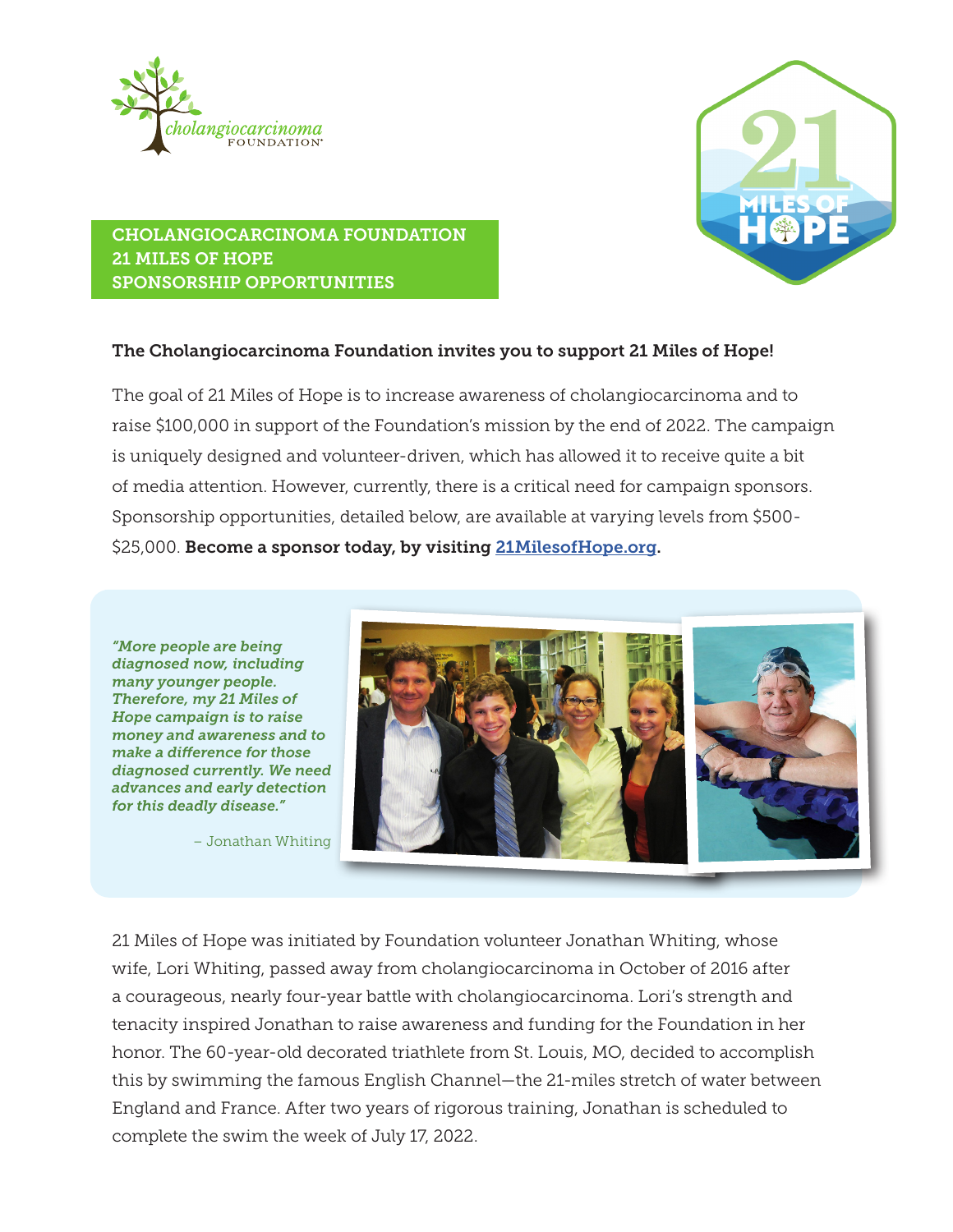# CHOLANGIOCARCINOMA FOUNDATION 21 MILES OF HOPE SPONSORSHIP OPPORTUNITIES

**The Cholangiocarcinoma Foundation invites you to support 21 Miles of Hope!**

The goal of 21 Miles of Hope is to increase awareness of cholangiocarcinoma and to raise $100,000 in support of the Foundation's mission by the end of 2022. The campaign is uniquely designed and volunteer-driven, which has allowed it to receive quite a bit of media attention. However, currently, there is a critical need for campaign sponsors. Sponsorship opportunities, detailed below, are available at varying levels from $500-$25,000. **Become a sponsor today, by visiting [21MilesofHope.org](21MilesofHope.org).**

***"More people are being diagnosed now, including many younger people. Therefore, my 21 Miles of Hope campaign is to raise money and awareness and to make a difference for those diagnosed currently. We need advances and early detection for this deadly disease."***

– Jonathan Whiting

21 Miles of Hope was initiated by Foundation volunteer Jonathan Whiting, whose wife, Lori Whiting, passed away from cholangiocarcinoma in October of 2016 after a courageous, nearly four-year battle with cholangiocarcinoma. Lori's strength and tenacity inspired Jonathan to raise awareness and funding for the Foundation in her honor. The 60-year-old decorated triathlete from St. Louis, MO, decided to accomplish this by swimming the famous English Channel—the 21-miles stretch of water between England and France. After two years of rigorous training, Jonathan is scheduled to complete the swim the week of July 17, 2022.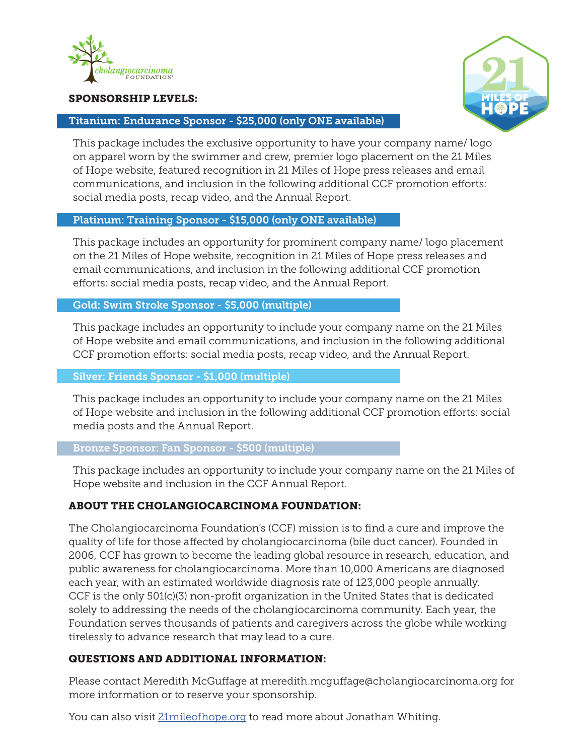## SPONSORSHIP LEVELS:

### Titanium: Endurance Sponsor - $25,000 (only ONE available)

This package includes the exclusive opportunity to have your company name/ logo on apparel worn by the swimmer and crew, premier logo placement on the 21 Miles of Hope website, featured recognition in 21 Miles of Hope press releases and email communications, and inclusion in the following additional CCF promotion efforts: social media posts, recap video, and the Annual Report.

### Platinum: Training Sponsor - $15,000 (only ONE available)

This package includes an opportunity for prominent company name/ logo placement on the 21 Miles of Hope website, recognition in 21 Miles of Hope press releases and email communications, and inclusion in the following additional CCF promotion efforts: social media posts, recap video, and the Annual Report.

### Gold: Swim Stroke Sponsor - $5,000 (multiple)

This package includes an opportunity to include your company name on the 21 Miles of Hope website and email communications, and inclusion in the following additional CCF promotion efforts: social media posts, recap video, and the Annual Report.

### Silver: Friends Sponsor - $1,000 (multiple)

This package includes an opportunity to include your company name on the 21 Miles of Hope website and inclusion in the following additional CCF promotion efforts: social media posts and the Annual Report.

### Bronze Sponsor: Fan Sponsor - $500 (multiple)

This package includes an opportunity to include your company name on the 21 Miles of Hope website and inclusion in the CCF Annual Report.

## ABOUT THE CHOLANGIOCARCINOMA FOUNDATION:

The Cholangiocarcinoma Foundation's (CCF) mission is to find a cure and improve the quality of life for those affected by cholangiocarcinoma (bile duct cancer). Founded in 2006, CCF has grown to become the leading global resource in research, education, and public awareness for cholangiocarcinoma. More than 10,000 Americans are diagnosed each year, with an estimated worldwide diagnosis rate of 123,000 people annually. CCF is the only 501(c)(3) non-profit organization in the United States that is dedicated solely to addressing the needs of the cholangiocarcinoma community. Each year, the Foundation serves thousands of patients and caregivers across the globe while working tirelessly to advance research that may lead to a cure.

## QUESTIONS AND ADDITIONAL INFORMATION:

Please contact Meredith McGuffage at meredith.mcguffage@cholangiocarcinoma.org for more information or to reserve your sponsorship.

You can also visit [21mileofhope.org](21mileofhope.org) to read more about Jonathan Whiting.